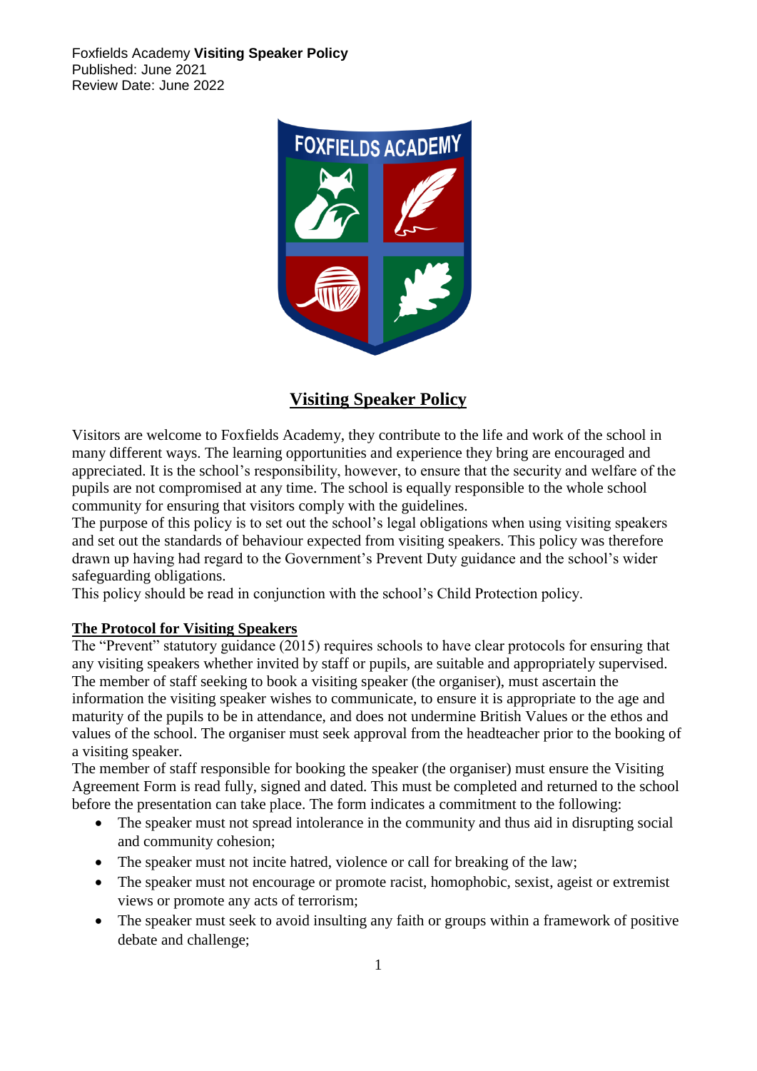Foxfields Academy **Visiting Speaker Policy**
Published: June 2021
Review Date: June 2022

# Visiting Speaker Policy

Visitors are welcome to Foxfields Academy, they contribute to the life and work of the school in many different ways. The learning opportunities and experience they bring are encouraged and appreciated. It is the school's responsibility, however, to ensure that the security and welfare of the pupils are not compromised at any time. The school is equally responsible to the whole school community for ensuring that visitors comply with the guidelines.

The purpose of this policy is to set out the school's legal obligations when using visiting speakers and set out the standards of behaviour expected from visiting speakers. This policy was therefore drawn up having had regard to the Government's Prevent Duty guidance and the school's wider safeguarding obligations.

This policy should be read in conjunction with the school's Child Protection policy.

## The Protocol for Visiting Speakers

The "Prevent" statutory guidance (2015) requires schools to have clear protocols for ensuring that any visiting speakers whether invited by staff or pupils, are suitable and appropriately supervised. The member of staff seeking to book a visiting speaker (the organiser), must ascertain the information the visiting speaker wishes to communicate, to ensure it is appropriate to the age and maturity of the pupils to be in attendance, and does not undermine British Values or the ethos and values of the school. The organiser must seek approval from the headteacher prior to the booking of a visiting speaker.

The member of staff responsible for booking the speaker (the organiser) must ensure the Visiting Agreement Form is read fully, signed and dated. This must be completed and returned to the school before the presentation can take place. The form indicates a commitment to the following:

- The speaker must not spread intolerance in the community and thus aid in disrupting social and community cohesion;
- The speaker must not incite hatred, violence or call for breaking of the law;
- The speaker must not encourage or promote racist, homophobic, sexist, ageist or extremist views or promote any acts of terrorism;
- The speaker must seek to avoid insulting any faith or groups within a framework of positive debate and challenge;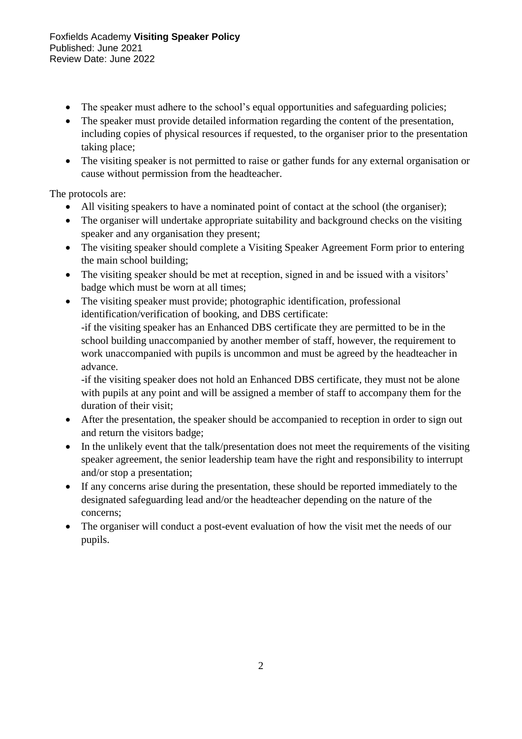- The speaker must adhere to the school's equal opportunities and safeguarding policies;
- The speaker must provide detailed information regarding the content of the presentation, including copies of physical resources if requested, to the organiser prior to the presentation taking place;
- The visiting speaker is not permitted to raise or gather funds for any external organisation or cause without permission from the headteacher.

The protocols are:

- All visiting speakers to have a nominated point of contact at the school (the organiser);
- The organiser will undertake appropriate suitability and background checks on the visiting speaker and any organisation they present;
- The visiting speaker should complete a Visiting Speaker Agreement Form prior to entering the main school building;
- The visiting speaker should be met at reception, signed in and be issued with a visitors' badge which must be worn at all times;
- The visiting speaker must provide; photographic identification, professional identification/verification of booking, and DBS certificate:
  -if the visiting speaker has an Enhanced DBS certificate they are permitted to be in the school building unaccompanied by another member of staff, however, the requirement to work unaccompanied with pupils is uncommon and must be agreed by the headteacher in advance.
  -if the visiting speaker does not hold an Enhanced DBS certificate, they must not be alone with pupils at any point and will be assigned a member of staff to accompany them for the duration of their visit;
- After the presentation, the speaker should be accompanied to reception in order to sign out and return the visitors badge;
- In the unlikely event that the talk/presentation does not meet the requirements of the visiting speaker agreement, the senior leadership team have the right and responsibility to interrupt and/or stop a presentation;
- If any concerns arise during the presentation, these should be reported immediately to the designated safeguarding lead and/or the headteacher depending on the nature of the concerns;
- The organiser will conduct a post-event evaluation of how the visit met the needs of our pupils.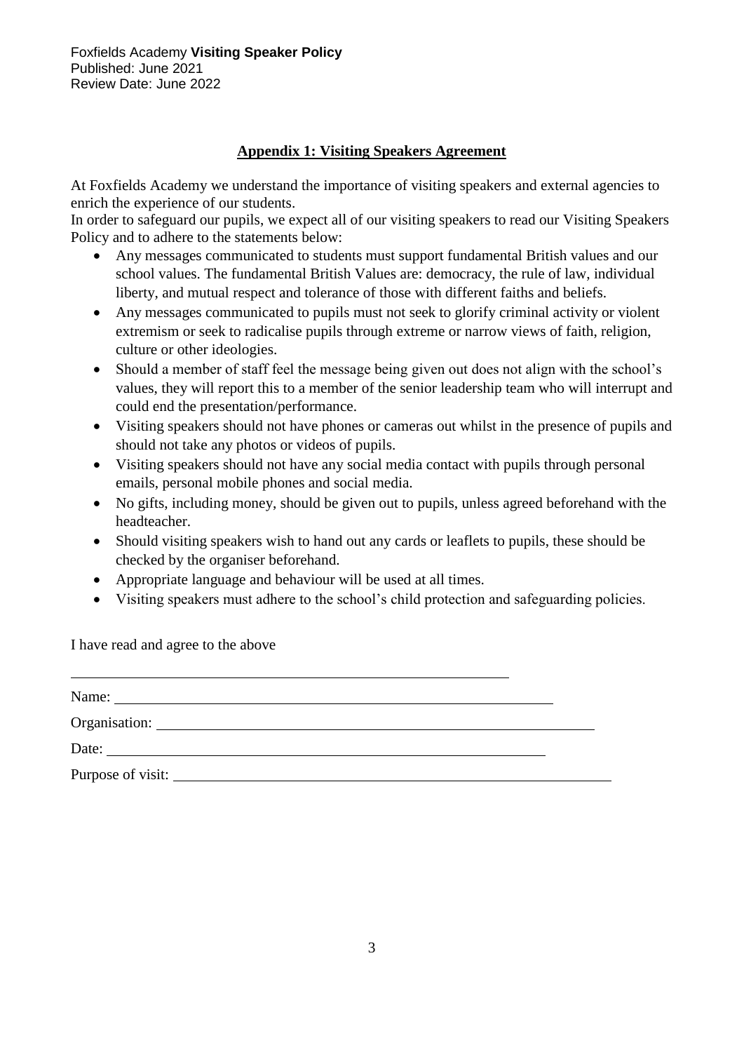## Appendix 1: Visiting Speakers Agreement

At Foxfields Academy we understand the importance of visiting speakers and external agencies to enrich the experience of our students.

In order to safeguard our pupils, we expect all of our visiting speakers to read our Visiting Speakers Policy and to adhere to the statements below:

- Any messages communicated to students must support fundamental British values and our school values. The fundamental British Values are: democracy, the rule of law, individual liberty, and mutual respect and tolerance of those with different faiths and beliefs.
- Any messages communicated to pupils must not seek to glorify criminal activity or violent extremism or seek to radicalise pupils through extreme or narrow views of faith, religion, culture or other ideologies.
- Should a member of staff feel the message being given out does not align with the school's values, they will report this to a member of the senior leadership team who will interrupt and could end the presentation/performance.
- Visiting speakers should not have phones or cameras out whilst in the presence of pupils and should not take any photos or videos of pupils.
- Visiting speakers should not have any social media contact with pupils through personal emails, personal mobile phones and social media.
- No gifts, including money, should be given out to pupils, unless agreed beforehand with the headteacher.
- Should visiting speakers wish to hand out any cards or leaflets to pupils, these should be checked by the organiser beforehand.
- Appropriate language and behaviour will be used at all times.
- Visiting speakers must adhere to the school's child protection and safeguarding policies.

I have read and agree to the above

______________________________

Name: ______________________________

Organisation: ______________________________

Date: ______________________________

Purpose of visit: ______________________________